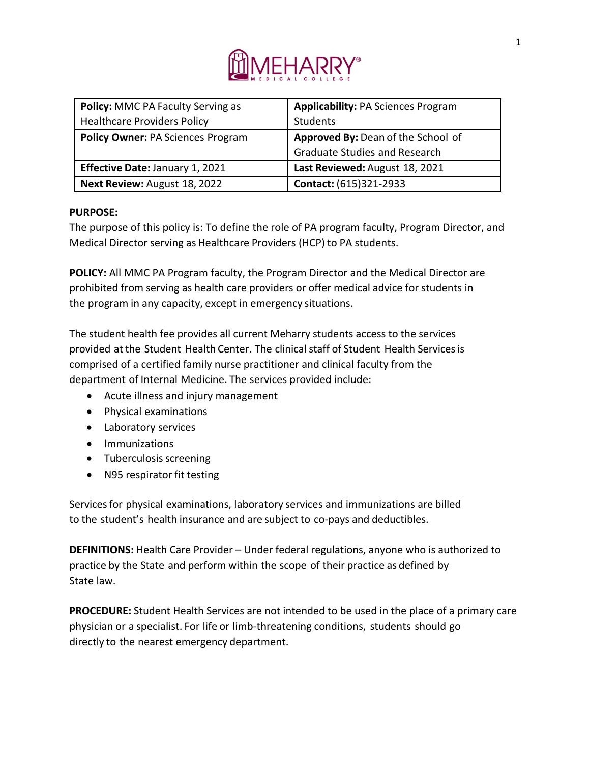MEHARRY MEDICAL COLLEGE

| **Policy:** MMC PA Faculty Serving as Healthcare Providers Policy | **Applicability:** PA Sciences Program Students |
|---|---|
| **Policy Owner:** PA Sciences Program | **Approved By:** Dean of the School of Graduate Studies and Research |
| **Effective Date:** January 1, 2021 | **Last Reviewed:** August 18, 2021 |
| **Next Review:** August 18, 2022 | **Contact:** (615)321-2933 |

**PURPOSE:**
The purpose of this policy is: To define the role of PA program faculty, Program Director, and Medical Director serving as Healthcare Providers (HCP) to PA students.

**POLICY:** All MMC PA Program faculty, the Program Director and the Medical Director are prohibited from serving as health care providers or offer medical advice for students in the program in any capacity, except in emergency situations.

The student health fee provides all current Meharry students access to the services provided at the Student Health Center. The clinical staff of Student Health Services is comprised of a certified family nurse practitioner and clinical faculty from the department of Internal Medicine. The services provided include:

- Acute illness and injury management
- Physical examinations
- Laboratory services
- Immunizations
- Tuberculosis screening
- N95 respirator fit testing

Services for physical examinations, laboratory services and immunizations are billed to the student's health insurance and are subject to co-pays and deductibles.

**DEFINITIONS:** Health Care Provider – Under federal regulations, anyone who is authorized to practice by the State and perform within the scope of their practice as defined by State law.

**PROCEDURE:** Student Health Services are not intended to be used in the place of a primary care physician or a specialist. For life or limb-threatening conditions, students should go directly to the nearest emergency department.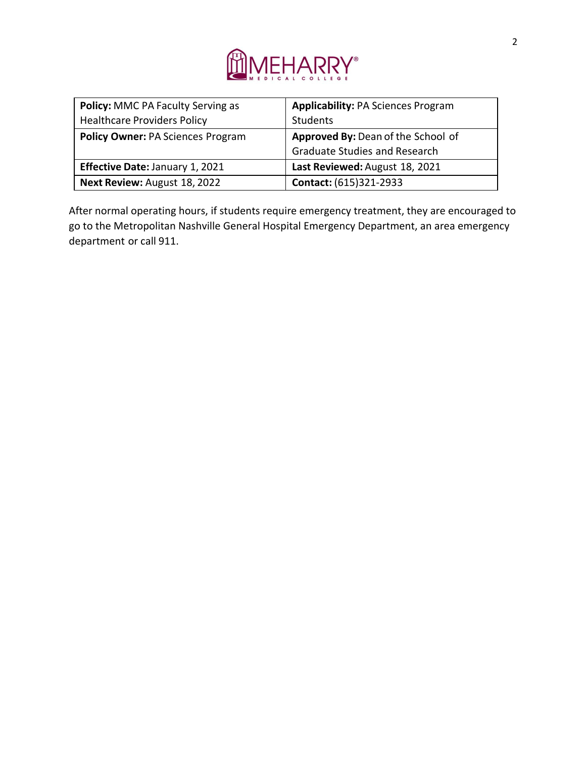| | |
|---|---|
| **Policy:** MMC PA Faculty Serving as Healthcare Providers Policy | **Applicability:** PA Sciences Program Students |
| **Policy Owner:** PA Sciences Program | **Approved By:** Dean of the School of Graduate Studies and Research |
| **Effective Date:** January 1, 2021 | **Last Reviewed:** August 18, 2021 |
| **Next Review:** August 18, 2022 | **Contact:** (615)321-2933 |

After normal operating hours, if students require emergency treatment, they are encouraged to go to the Metropolitan Nashville General Hospital Emergency Department, an area emergency department or call 911.